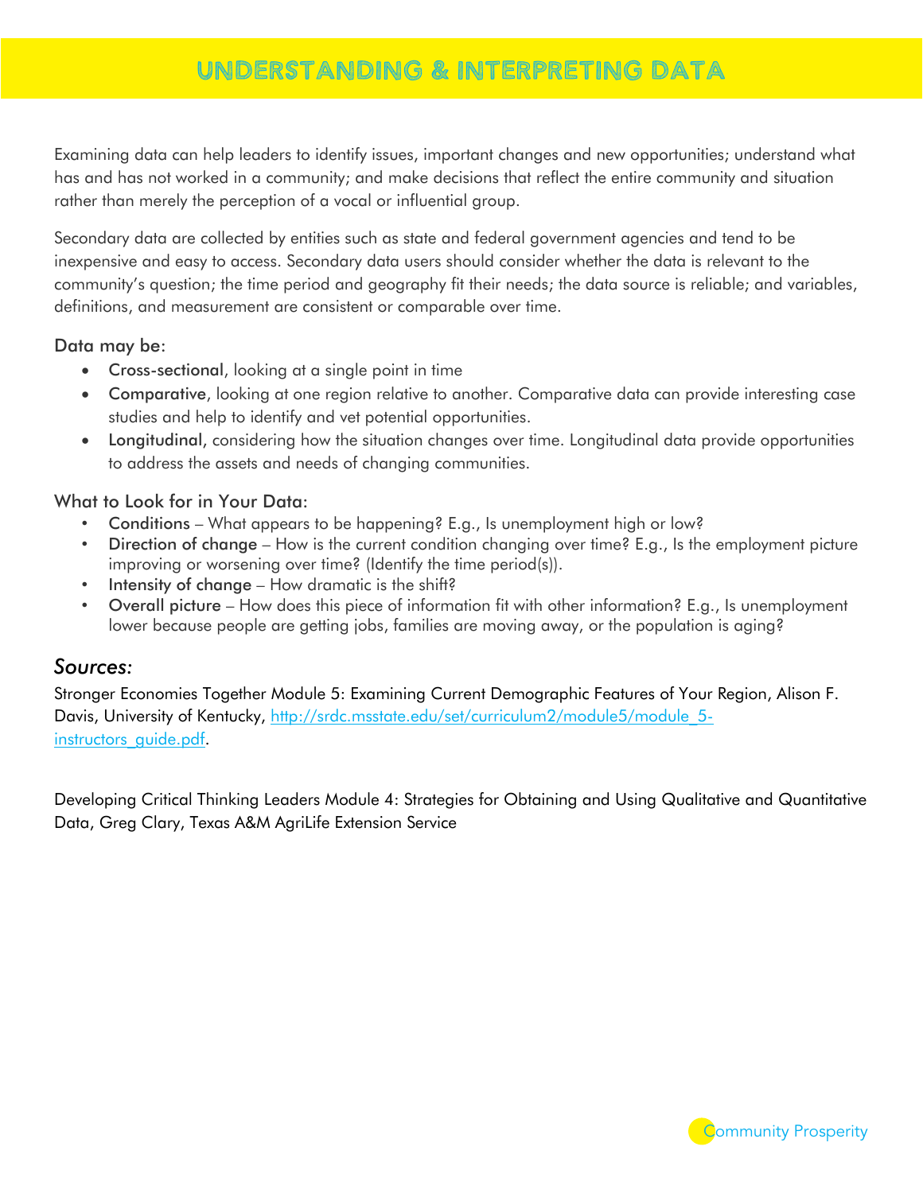# UNDERSTANDING & INTERPRETING DATA

Examining data can help leaders to identify issues, important changes and new opportunities; understand what has and has not worked in a community; and make decisions that reflect the entire community and situation rather than merely the perception of a vocal or influential group.

Secondary data are collected by entities such as state and federal government agencies and tend to be inexpensive and easy to access. Secondary data users should consider whether the data is relevant to the community's question; the time period and geography fit their needs; the data source is reliable; and variables, definitions, and measurement are consistent or comparable over time.

Data may be:

- **Cross-sectional**, looking at a single point in time
- **Comparative**, looking at one region relative to another. Comparative data can provide interesting case studies and help to identify and vet potential opportunities.
- **Longitudinal**, considering how the situation changes over time. Longitudinal data provide opportunities to address the assets and needs of changing communities.

What to Look for in Your Data:

- **Conditions** – What appears to be happening? E.g., Is unemployment high or low?
- **Direction of change** – How is the current condition changing over time? E.g., Is the employment picture improving or worsening over time? (Identify the time period(s)).
- **Intensity of change** – How dramatic is the shift?
- **Overall picture** – How does this piece of information fit with other information? E.g., Is unemployment lower because people are getting jobs, families are moving away, or the population is aging?

## *Sources:*

Stronger Economies Together Module 5: Examining Current Demographic Features of Your Region, Alison F. Davis, University of Kentucky, http://srdc.msstate.edu/set/curriculum2/module5/module_5-instructors_guide.pdf.

Developing Critical Thinking Leaders Module 4: Strategies for Obtaining and Using Qualitative and Quantitative Data, Greg Clary, Texas A&M AgriLife Extension Service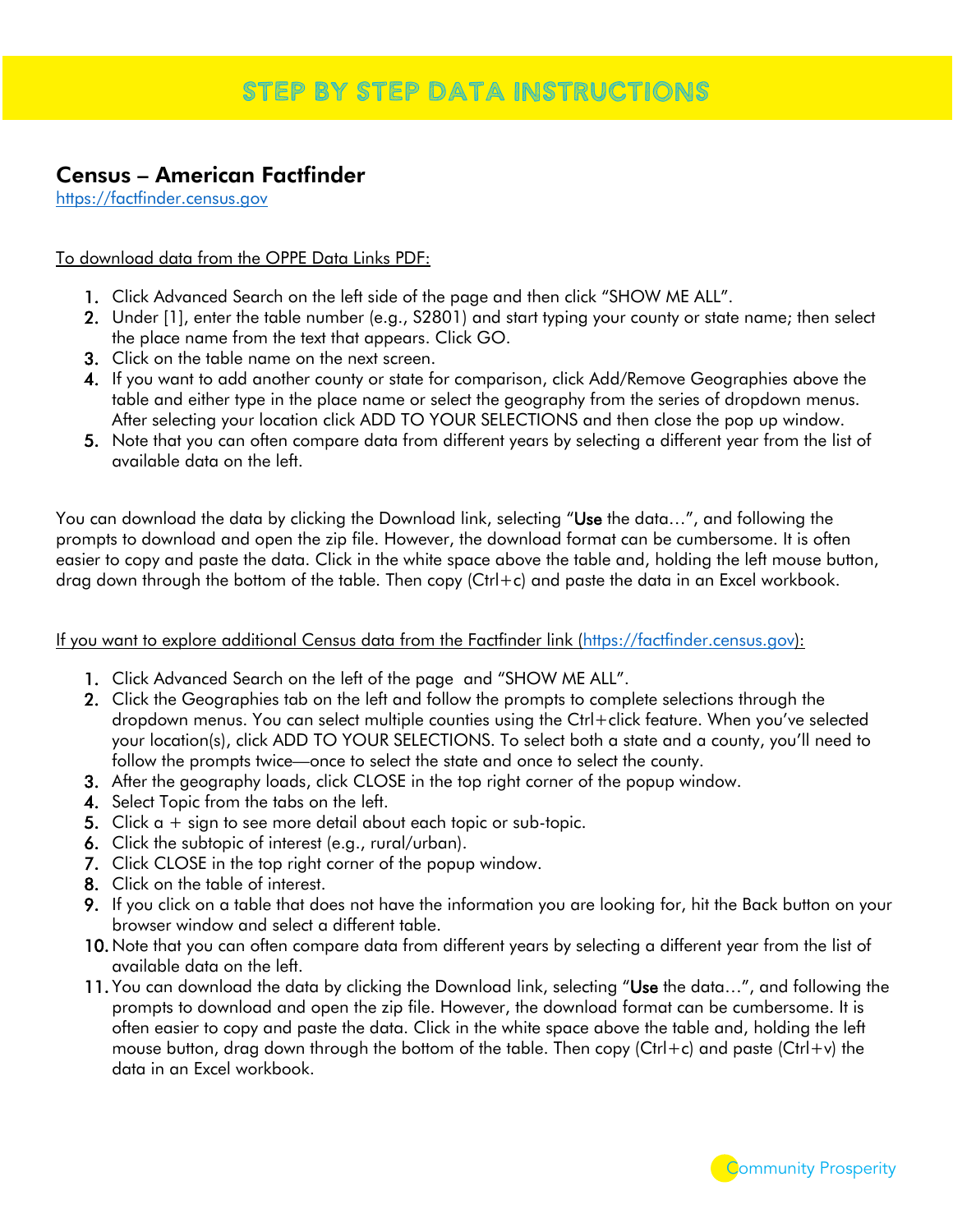# STEP BY STEP DATA INSTRUCTIONS

## Census – American Factfinder

https://factfinder.census.gov

To download data from the OPPE Data Links PDF:

1. Click Advanced Search on the left side of the page and then click "SHOW ME ALL".
2. Under [1], enter the table number (e.g., S2801) and start typing your county or state name; then select the place name from the text that appears. Click GO.
3. Click on the table name on the next screen.
4. If you want to add another county or state for comparison, click Add/Remove Geographies above the table and either type in the place name or select the geography from the series of dropdown menus. After selecting your location click ADD TO YOUR SELECTIONS and then close the pop up window.
5. Note that you can often compare data from different years by selecting a different year from the list of available data on the left.

You can download the data by clicking the Download link, selecting "Use the data…", and following the prompts to download and open the zip file. However, the download format can be cumbersome. It is often easier to copy and paste the data. Click in the white space above the table and, holding the left mouse button, drag down through the bottom of the table. Then copy (Ctrl+c) and paste the data in an Excel workbook.

If you want to explore additional Census data from the Factfinder link (https://factfinder.census.gov):

1. Click Advanced Search on the left of the page and "SHOW ME ALL".
2. Click the Geographies tab on the left and follow the prompts to complete selections through the dropdown menus. You can select multiple counties using the Ctrl+click feature. When you've selected your location(s), click ADD TO YOUR SELECTIONS. To select both a state and a county, you'll need to follow the prompts twice—once to select the state and once to select the county.
3. After the geography loads, click CLOSE in the top right corner of the popup window.
4. Select Topic from the tabs on the left.
5. Click a + sign to see more detail about each topic or sub-topic.
6. Click the subtopic of interest (e.g., rural/urban).
7. Click CLOSE in the top right corner of the popup window.
8. Click on the table of interest.
9. If you click on a table that does not have the information you are looking for, hit the Back button on your browser window and select a different table.
10. Note that you can often compare data from different years by selecting a different year from the list of available data on the left.
11. You can download the data by clicking the Download link, selecting "Use the data…", and following the prompts to download and open the zip file. However, the download format can be cumbersome. It is often easier to copy and paste the data. Click in the white space above the table and, holding the left mouse button, drag down through the bottom of the table. Then copy (Ctrl+c) and paste (Ctrl+v) the data in an Excel workbook.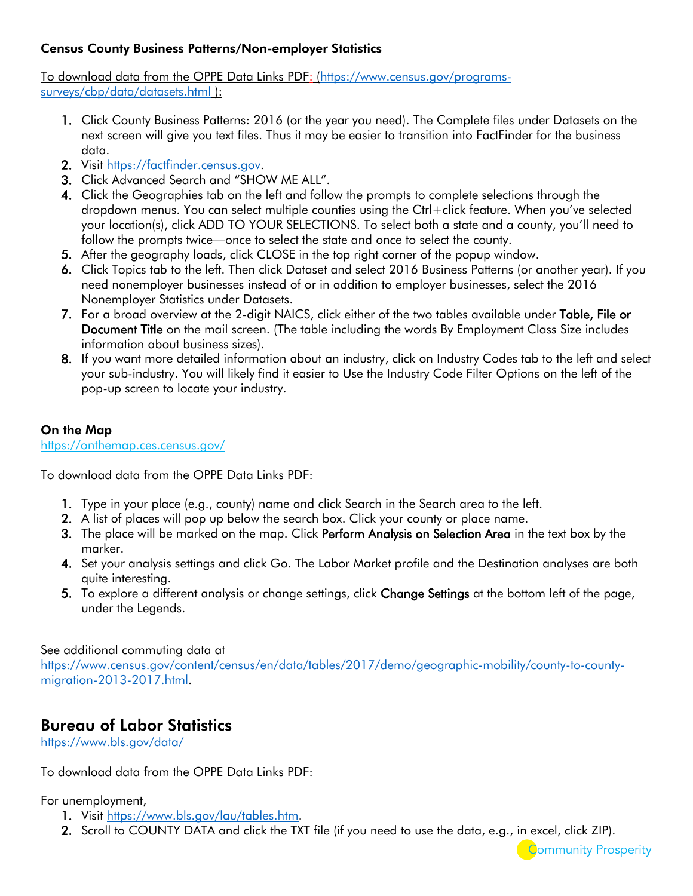**Census County Business Patterns/Non-employer Statistics**

To download data from the OPPE Data Links PDF: (https://www.census.gov/programs-surveys/cbp/data/datasets.html ):

1. Click County Business Patterns: 2016 (or the year you need). The Complete files under Datasets on the next screen will give you text files. Thus it may be easier to transition into FactFinder for the business data.
2. Visit https://factfinder.census.gov.
3. Click Advanced Search and "SHOW ME ALL".
4. Click the Geographies tab on the left and follow the prompts to complete selections through the dropdown menus. You can select multiple counties using the Ctrl+click feature. When you've selected your location(s), click ADD TO YOUR SELECTIONS. To select both a state and a county, you'll need to follow the prompts twice—once to select the state and once to select the county.
5. After the geography loads, click CLOSE in the top right corner of the popup window.
6. Click Topics tab to the left. Then click Dataset and select 2016 Business Patterns (or another year). If you need nonemployer businesses instead of or in addition to employer businesses, select the 2016 Nonemployer Statistics under Datasets.
7. For a broad overview at the 2-digit NAICS, click either of the two tables available under **Table, File or Document Title** on the mail screen. (The table including the words By Employment Class Size includes information about business sizes).
8. If you want more detailed information about an industry, click on Industry Codes tab to the left and select your sub-industry. You will likely find it easier to Use the Industry Code Filter Options on the left of the pop-up screen to locate your industry.

**On the Map**

https://onthemap.ces.census.gov/

To download data from the OPPE Data Links PDF:

1. Type in your place (e.g., county) name and click Search in the Search area to the left.
2. A list of places will pop up below the search box. Click your county or place name.
3. The place will be marked on the map. Click **Perform Analysis on Selection Area** in the text box by the marker.
4. Set your analysis settings and click Go. The Labor Market profile and the Destination analyses are both quite interesting.
5. To explore a different analysis or change settings, click **Change Settings** at the bottom left of the page, under the Legends.

See additional commuting data at https://www.census.gov/content/census/en/data/tables/2017/demo/geographic-mobility/county-to-county-migration-2013-2017.html.

## Bureau of Labor Statistics

https://www.bls.gov/data/

To download data from the OPPE Data Links PDF:

For unemployment,

1. Visit https://www.bls.gov/lau/tables.htm.
2. Scroll to COUNTY DATA and click the TXT file (if you need to use the data, e.g., in excel, click ZIP).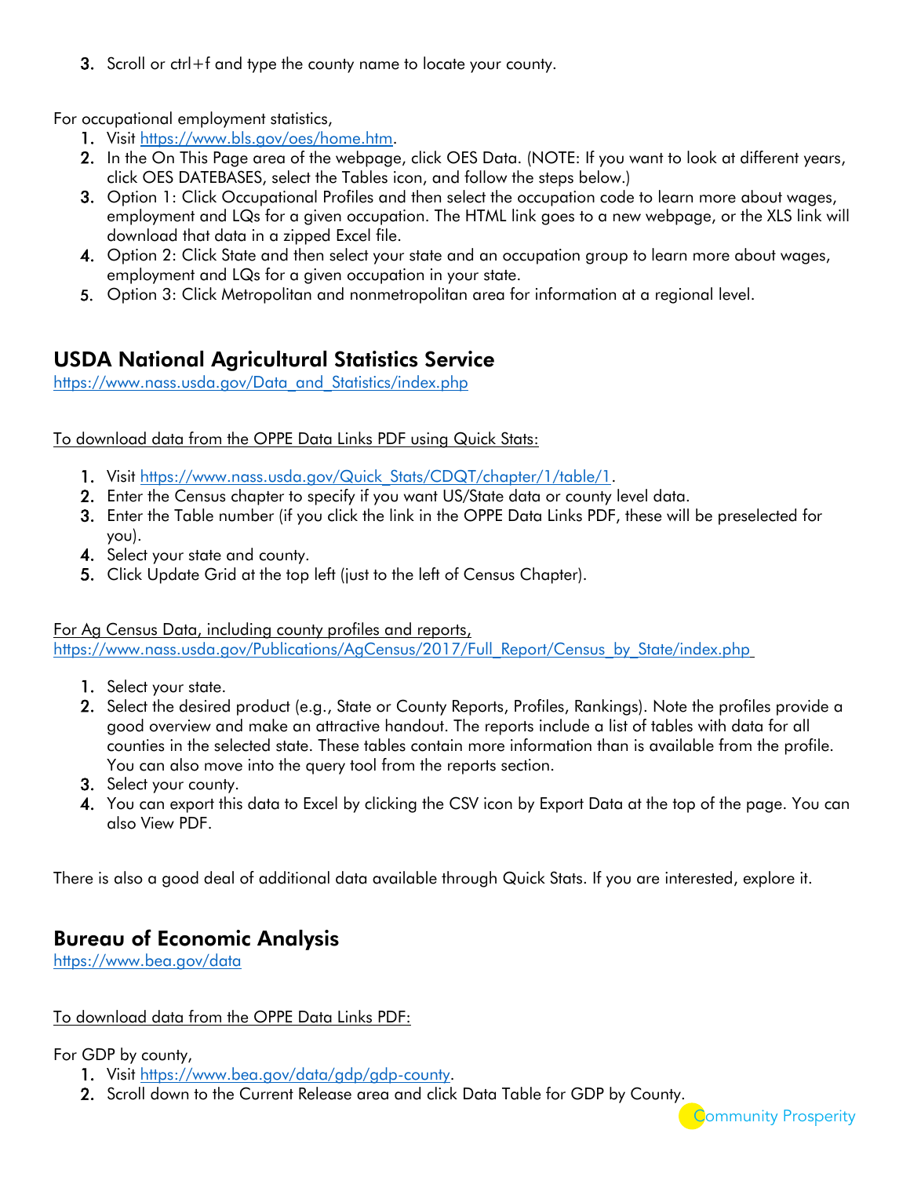3. Scroll or ctrl+f and type the county name to locate your county.

For occupational employment statistics,

1. Visit https://www.bls.gov/oes/home.htm.
2. In the On This Page area of the webpage, click OES Data. (NOTE: If you want to look at different years, click OES DATEBASES, select the Tables icon, and follow the steps below.)
3. Option 1: Click Occupational Profiles and then select the occupation code to learn more about wages, employment and LQs for a given occupation. The HTML link goes to a new webpage, or the XLS link will download that data in a zipped Excel file.
4. Option 2: Click State and then select your state and an occupation group to learn more about wages, employment and LQs for a given occupation in your state.
5. Option 3: Click Metropolitan and nonmetropolitan area for information at a regional level.

## USDA National Agricultural Statistics Service

https://www.nass.usda.gov/Data_and_Statistics/index.php

To download data from the OPPE Data Links PDF using Quick Stats:

1. Visit https://www.nass.usda.gov/Quick_Stats/CDQT/chapter/1/table/1.
2. Enter the Census chapter to specify if you want US/State data or county level data.
3. Enter the Table number (if you click the link in the OPPE Data Links PDF, these will be preselected for you).
4. Select your state and county.
5. Click Update Grid at the top left (just to the left of Census Chapter).

For Ag Census Data, including county profiles and reports,
https://www.nass.usda.gov/Publications/AgCensus/2017/Full_Report/Census_by_State/index.php

1. Select your state.
2. Select the desired product (e.g., State or County Reports, Profiles, Rankings). Note the profiles provide a good overview and make an attractive handout. The reports include a list of tables with data for all counties in the selected state. These tables contain more information than is available from the profile. You can also move into the query tool from the reports section.
3. Select your county.
4. You can export this data to Excel by clicking the CSV icon by Export Data at the top of the page. You can also View PDF.

There is also a good deal of additional data available through Quick Stats. If you are interested, explore it.

## Bureau of Economic Analysis

https://www.bea.gov/data

To download data from the OPPE Data Links PDF:

For GDP by county,

1. Visit https://www.bea.gov/data/gdp/gdp-county.
2. Scroll down to the Current Release area and click Data Table for GDP by County.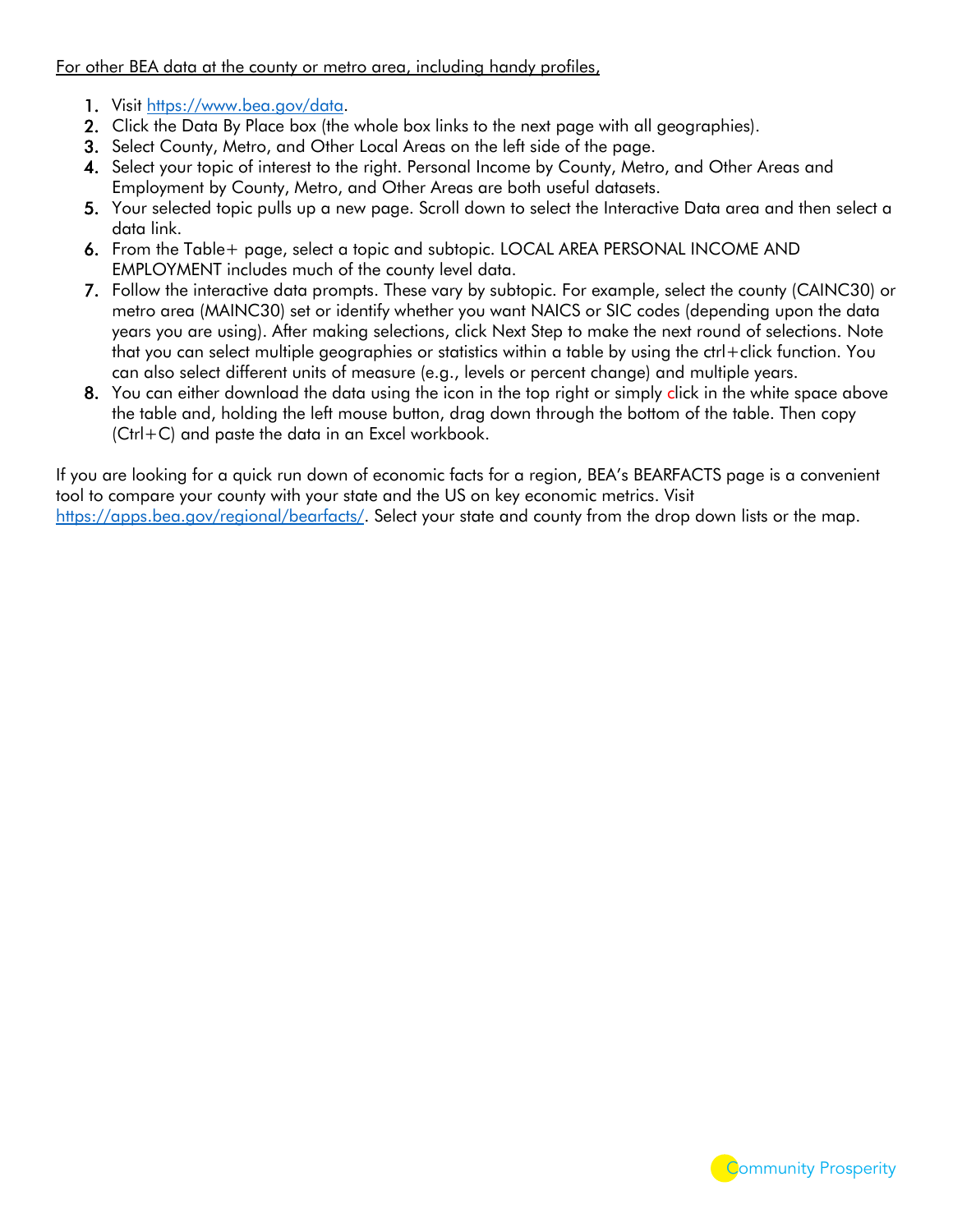For other BEA data at the county or metro area, including handy profiles,

1. Visit https://www.bea.gov/data.
2. Click the Data By Place box (the whole box links to the next page with all geographies).
3. Select County, Metro, and Other Local Areas on the left side of the page.
4. Select your topic of interest to the right. Personal Income by County, Metro, and Other Areas and Employment by County, Metro, and Other Areas are both useful datasets.
5. Your selected topic pulls up a new page. Scroll down to select the Interactive Data area and then select a data link.
6. From the Table+ page, select a topic and subtopic. LOCAL AREA PERSONAL INCOME AND EMPLOYMENT includes much of the county level data.
7. Follow the interactive data prompts. These vary by subtopic. For example, select the county (CAINC30) or metro area (MAINC30) set or identify whether you want NAICS or SIC codes (depending upon the data years you are using). After making selections, click Next Step to make the next round of selections. Note that you can select multiple geographies or statistics within a table by using the ctrl+click function. You can also select different units of measure (e.g., levels or percent change) and multiple years.
8. You can either download the data using the icon in the top right or simply click in the white space above the table and, holding the left mouse button, drag down through the bottom of the table. Then copy (Ctrl+C) and paste the data in an Excel workbook.

If you are looking for a quick run down of economic facts for a region, BEA's BEARFACTS page is a convenient tool to compare your county with your state and the US on key economic metrics. Visit https://apps.bea.gov/regional/bearfacts/. Select your state and county from the drop down lists or the map.